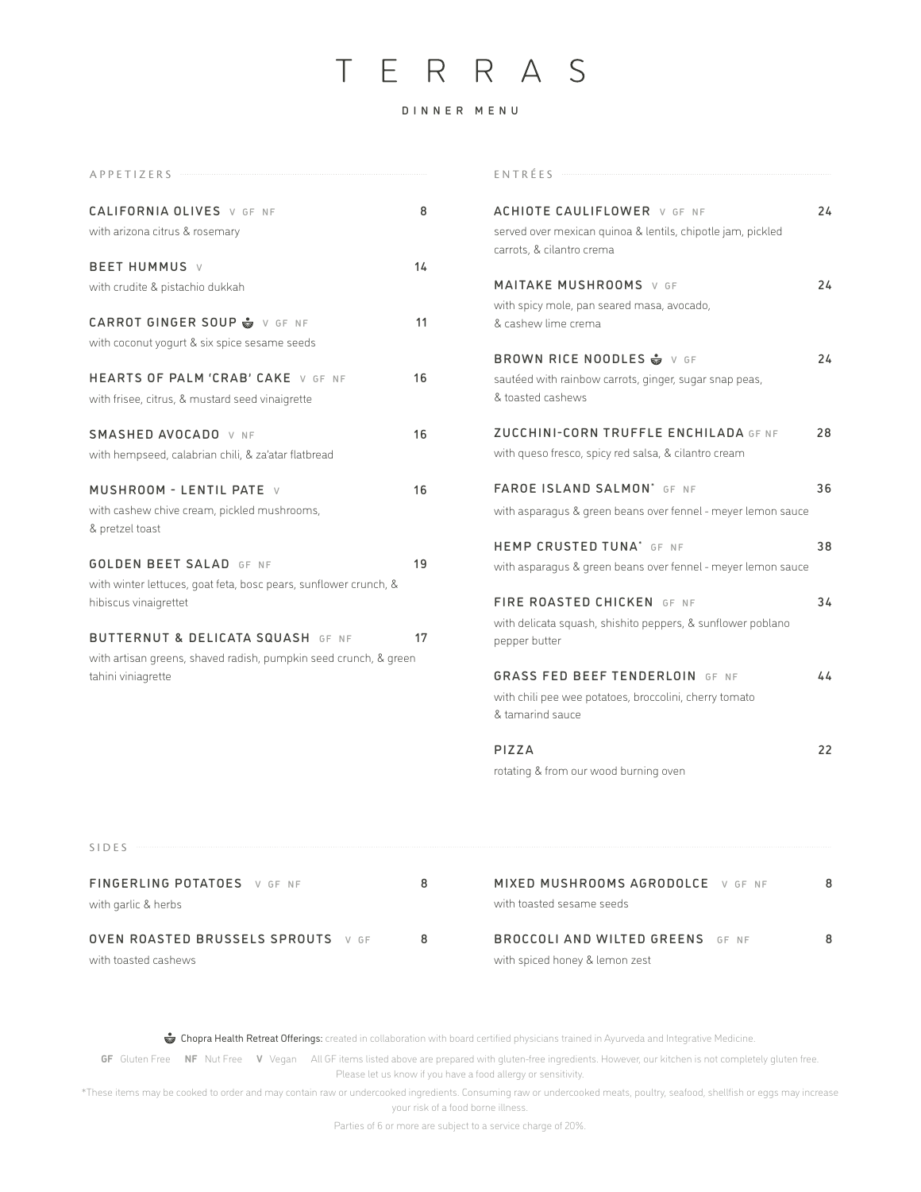# TERRAS

DINNER MENU

## APPETIZERS

**CALIFORNIA OLIVES** V GF NF — 8
with arizona citrus & rosemary

**BEET HUMMUS** V — 14
with crudite & pistachio dukkah

**CARROT GINGER SOUP** 🍲 V GF NF — 11
with coconut yogurt & six spice sesame seeds

**HEARTS OF PALM 'CRAB' CAKE** V GF NF — 16
with frisee, citrus, & mustard seed vinaigrette

**SMASHED AVOCADO** V NF — 16
with hempseed, calabrian chili, & za'atar flatbread

**MUSHROOM - LENTIL PATE** V — 16
with cashew chive cream, pickled mushrooms, & pretzel toast

**GOLDEN BEET SALAD** GF NF — 19
with winter lettuces, goat feta, bosc pears, sunflower crunch, & hibiscus vinaigrettet

**BUTTERNUT & DELICATA SQUASH** GF NF — 17
with artisan greens, shaved radish, pumpkin seed crunch, & green tahini viniagrette

## ENTRÉES

**ACHIOTE CAULIFLOWER** V GF NF — 24
served over mexican quinoa & lentils, chipotle jam, pickled carrots, & cilantro crema

**MAITAKE MUSHROOMS** V GF — 24
with spicy mole, pan seared masa, avocado, & cashew lime crema

**BROWN RICE NOODLES** 🍲 V GF — 24
sautéed with rainbow carrots, ginger, sugar snap peas, & toasted cashews

**ZUCCHINI-CORN TRUFFLE ENCHILADA** GF NF — 28
with queso fresco, spicy red salsa, & cilantro cream

**FAROE ISLAND SALMON*** GF NF — 36
with asparagus & green beans over fennel - meyer lemon sauce

**HEMP CRUSTED TUNA*** GF NF — 38
with asparagus & green beans over fennel - meyer lemon sauce

**FIRE ROASTED CHICKEN** GF NF — 34
with delicata squash, shishito peppers, & sunflower poblano pepper butter

**GRASS FED BEEF TENDERLOIN** GF NF — 44
with chili pee wee potatoes, broccolini, cherry tomato & tamarind sauce

**PIZZA** — 22
rotating & from our wood burning oven

## SIDES

**FINGERLING POTATOES** V GF NF — 8
with garlic & herbs

**OVEN ROASTED BRUSSELS SPROUTS** V GF — 8
with toasted cashews

**MIXED MUSHROOMS AGRODOLCE** V GF NF — 8
with toasted sesame seeds

**BROCCOLI AND WILTED GREENS** GF NF — 8
with spiced honey & lemon zest

---

🍲 Chopra Health Retreat Offerings: created in collaboration with board certified physicians trained in Ayurveda and Integrative Medicine.

**GF** Gluten Free **NF** Nut Free **V** Vegan All GF items listed above are prepared with gluten-free ingredients. However, our kitchen is not completely gluten free. Please let us know if you have a food allergy or sensitivity.

*These items may be cooked to order and may contain raw or undercooked ingredients. Consuming raw or undercooked meats, poultry, seafood, shellfish or eggs may increase your risk of a food borne illness.

Parties of 6 or more are subject to a service charge of 20%.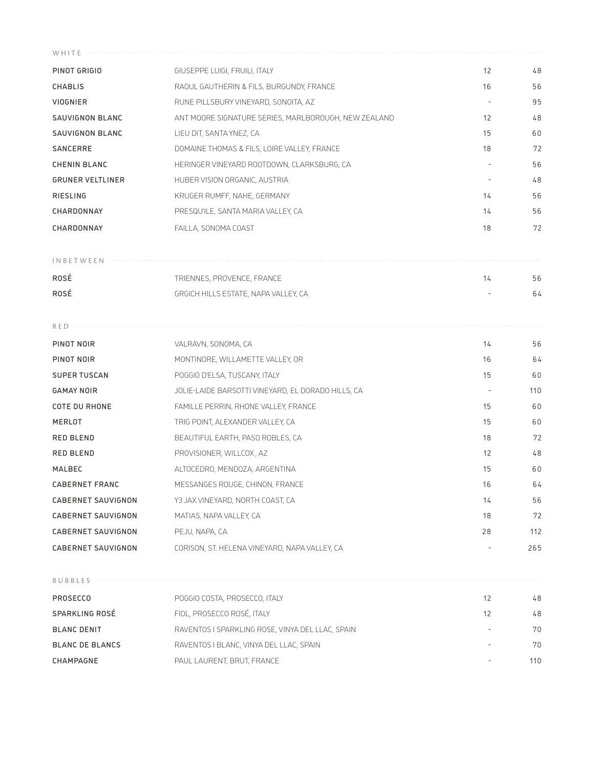## WHITE

| | | | |
|---|---|---|---|
| PINOT GRIGIO | GIUSEPPE LUIGI, FRUILI, ITALY | 12 | 48 |
| CHABLIS | RAOUL GAUTHERIN & FILS, BURGUNDY, FRANCE | 16 | 56 |
| VIOGNIER | RUNE PILLSBURY VINEYARD, SONOITA, AZ | - | 95 |
| SAUVIGNON BLANC | ANT MOORE SIGNATURE SERIES, MARLBOROUGH, NEW ZEALAND | 12 | 48 |
| SAUVIGNON BLANC | LIEU DIT, SANTA YNEZ, CA | 15 | 60 |
| SANCERRE | DOMAINE THOMAS & FILS, LOIRE VALLEY, FRANCE | 18 | 72 |
| CHENIN BLANC | HERINGER VINEYARD ROOTDOWN, CLARKSBURG, CA | - | 56 |
| GRUNER VELTLINER | HUBER VISION ORGANIC, AUSTRIA | - | 48 |
| RIESLING | KRUGER RUMFF, NAHE, GERMANY | 14 | 56 |
| CHARDONNAY | PRESQU'ILE, SANTA MARIA VALLEY, CA | 14 | 56 |
| CHARDONNAY | FAILLA, SONOMA COAST | 18 | 72 |

## INBETWEEN

| | | | |
|---|---|---|---|
| ROSÉ | TRIENNES, PROVENCE, FRANCE | 14 | 56 |
| ROSÉ | GRGICH HILLS ESTATE, NAPA VALLEY, CA | - | 64 |

## RED

| | | | |
|---|---|---|---|
| PINOT NOIR | VALRAVN, SONOMA, CA | 14 | 56 |
| PINOT NOIR | MONTINORE, WILLAMETTE VALLEY, OR | 16 | 64 |
| SUPER TUSCAN | POGGIO D'ELSA, TUSCANY, ITALY | 15 | 60 |
| GAMAY NOIR | JOLIE-LAIDE BARSOTTI VINEYARD, EL DORADO HILLS, CA | - | 110 |
| COTE DU RHONE | FAMILLE PERRIN, RHONE VALLEY, FRANCE | 15 | 60 |
| MERLOT | TRIG POINT, ALEXANDER VALLEY, CA | 15 | 60 |
| RED BLEND | BEAUTIFUL EARTH, PASO ROBLES, CA | 18 | 72 |
| RED BLEND | PROVISIONER, WILLCOX , AZ | 12 | 48 |
| MALBEC | ALTOCEDRO, MENDOZA, ARGENTINA | 15 | 60 |
| CABERNET FRANC | MESSANGES ROUGE, CHINON, FRANCE | 16 | 64 |
| CABERNET SAUVIGNON | Y3 JAX VINEYARD, NORTH COAST, CA | 14 | 56 |
| CABERNET SAUVIGNON | MATIAS, NAPA VALLEY, CA | 18 | 72 |
| CABERNET SAUVIGNON | PEJU, NAPA, CA | 28 | 112 |
| CABERNET SAUVIGNON | CORISON, ST. HELENA VINEYARD, NAPA VALLEY, CA | - | 265 |

## BUBBLES

| | | | |
|---|---|---|---|
| PROSECCO | POGGIO COSTA, PROSECCO, ITALY | 12 | 48 |
| SPARKLING ROSÉ | FIOL, PROSECCO ROSÉ, ITALY | 12 | 48 |
| BLANC DENIT | RAVENTOS I SPARKLING ROSE, VINYA DEL LLAC, SPAIN | - | 70 |
| BLANC DE BLANCS | RAVENTOS I BLANC, VINYA DEL LLAC, SPAIN | - | 70 |
| CHAMPAGNE | PAUL LAURENT, BRUT, FRANCE | - | 110 |